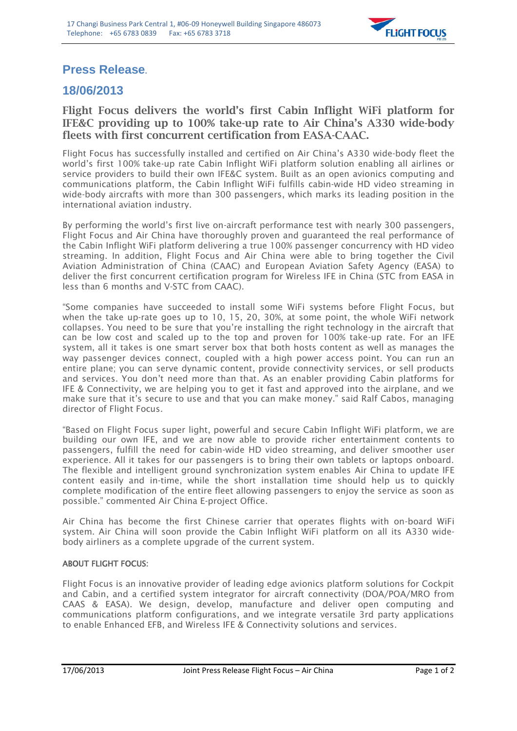17 Changi Business Park Central 1, #06-09 Honeywell Building Singapore 486073
Telephone: +65 6783 0839 Fax: +65 6783 3718

# Press Release.

## 18/06/2013

### Flight Focus delivers the world's first Cabin Inflight WiFi platform for IFE&C providing up to 100% take-up rate to Air China's A330 wide-body fleets with first concurrent certification from EASA-CAAC.

Flight Focus has successfully installed and certified on Air China's A330 wide-body fleet the world's first 100% take-up rate Cabin Inflight WiFi platform solution enabling all airlines or service providers to build their own IFE&C system. Built as an open avionics computing and communications platform, the Cabin Inflight WiFi fulfills cabin-wide HD video streaming in wide-body aircrafts with more than 300 passengers, which marks its leading position in the international aviation industry.

By performing the world's first live on-aircraft performance test with nearly 300 passengers, Flight Focus and Air China have thoroughly proven and guaranteed the real performance of the Cabin Inflight WiFi platform delivering a true 100% passenger concurrency with HD video streaming. In addition, Flight Focus and Air China were able to bring together the Civil Aviation Administration of China (CAAC) and European Aviation Safety Agency (EASA) to deliver the first concurrent certification program for Wireless IFE in China (STC from EASA in less than 6 months and V-STC from CAAC).

"Some companies have succeeded to install some WiFi systems before Flight Focus, but when the take up-rate goes up to 10, 15, 20, 30%, at some point, the whole WiFi network collapses. You need to be sure that you're installing the right technology in the aircraft that can be low cost and scaled up to the top and proven for 100% take-up rate. For an IFE system, all it takes is one smart server box that both hosts content as well as manages the way passenger devices connect, coupled with a high power access point. You can run an entire plane; you can serve dynamic content, provide connectivity services, or sell products and services. You don't need more than that. As an enabler providing Cabin platforms for IFE & Connectivity, we are helping you to get it fast and approved into the airplane, and we make sure that it's secure to use and that you can make money." said Ralf Cabos, managing director of Flight Focus.

"Based on Flight Focus super light, powerful and secure Cabin Inflight WiFi platform, we are building our own IFE, and we are now able to provide richer entertainment contents to passengers, fulfill the need for cabin-wide HD video streaming, and deliver smoother user experience. All it takes for our passengers is to bring their own tablets or laptops onboard. The flexible and intelligent ground synchronization system enables Air China to update IFE content easily and in-time, while the short installation time should help us to quickly complete modification of the entire fleet allowing passengers to enjoy the service as soon as possible." commented Air China E-project Office.

Air China has become the first Chinese carrier that operates flights with on-board WiFi system. Air China will soon provide the Cabin Inflight WiFi platform on all its A330 wide-body airliners as a complete upgrade of the current system.

#### ABOUT FLIGHT FOCUS:

Flight Focus is an innovative provider of leading edge avionics platform solutions for Cockpit and Cabin, and a certified system integrator for aircraft connectivity (DOA/POA/MRO from CAAS & EASA). We design, develop, manufacture and deliver open computing and communications platform configurations, and we integrate versatile 3rd party applications to enable Enhanced EFB, and Wireless IFE & Connectivity solutions and services.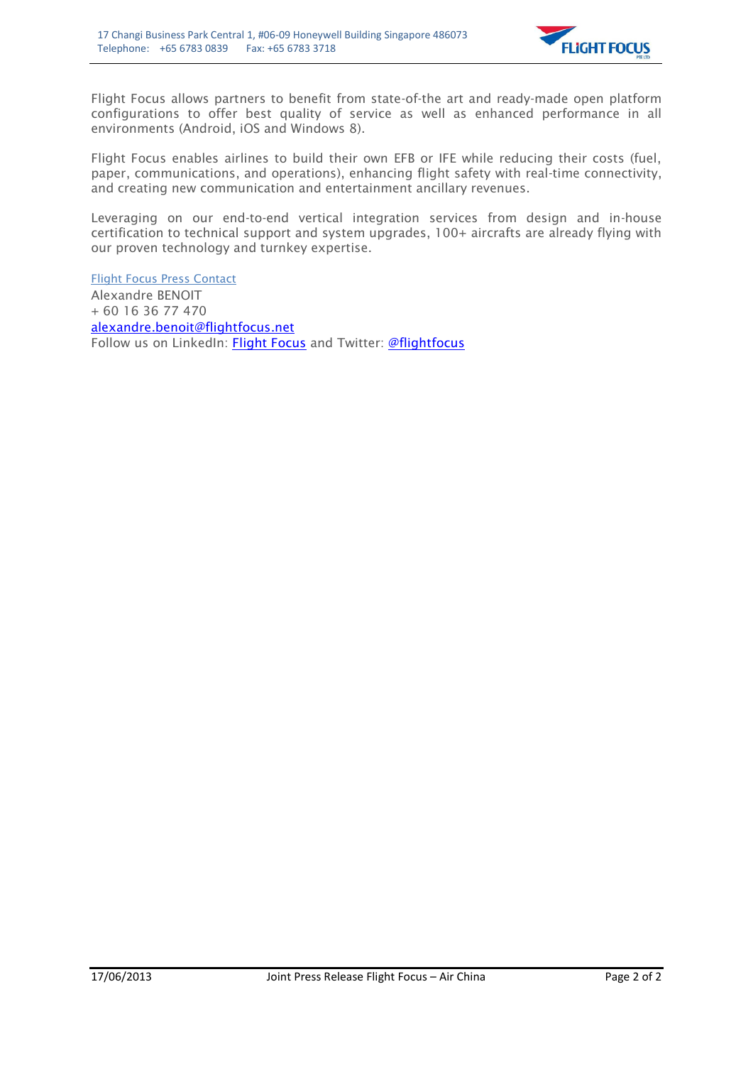Flight Focus allows partners to benefit from state-of-the art and ready-made open platform configurations to offer best quality of service as well as enhanced performance in all environments (Android, iOS and Windows 8).

Flight Focus enables airlines to build their own EFB or IFE while reducing their costs (fuel, paper, communications, and operations), enhancing flight safety with real-time connectivity, and creating new communication and entertainment ancillary revenues.

Leveraging on our end-to-end vertical integration services from design and in-house certification to technical support and system upgrades, 100+ aircrafts are already flying with our proven technology and turnkey expertise.

Flight Focus Press Contact
Alexandre BENOIT
+ 60 16 36 77 470
alexandre.benoit@flightfocus.net
Follow us on LinkedIn: Flight Focus and Twitter: @flightfocus